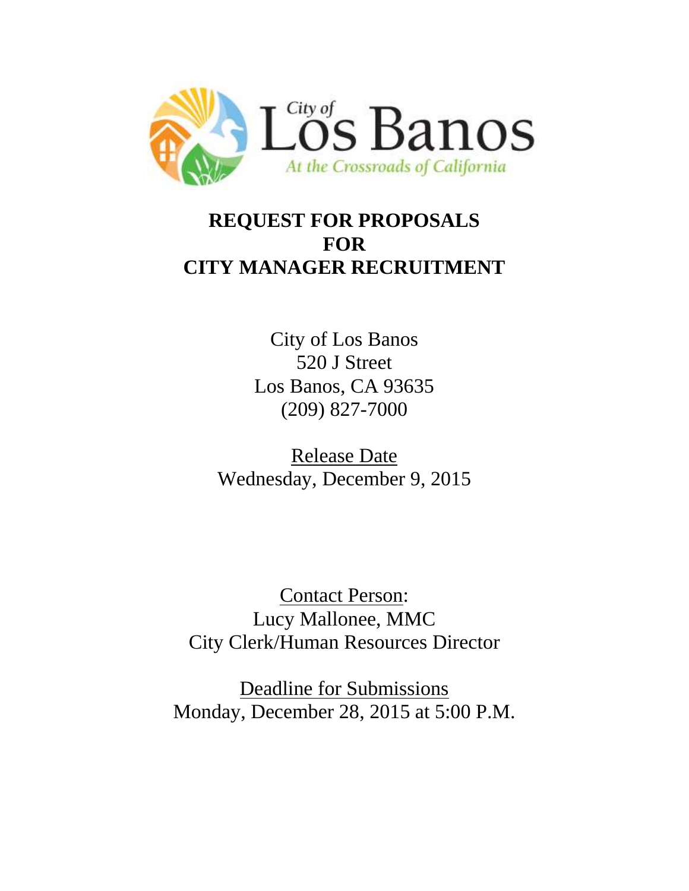City of
Los Banos
At the Crossroads of California

# REQUEST FOR PROPOSALS
# FOR
# CITY MANAGER RECRUITMENT

City of Los Banos
520 J Street
Los Banos, CA 93635
(209) 827-7000

Release Date
Wednesday, December 9, 2015

Contact Person:
Lucy Mallonee, MMC
City Clerk/Human Resources Director

Deadline for Submissions
Monday, December 28, 2015 at 5:00 P.M.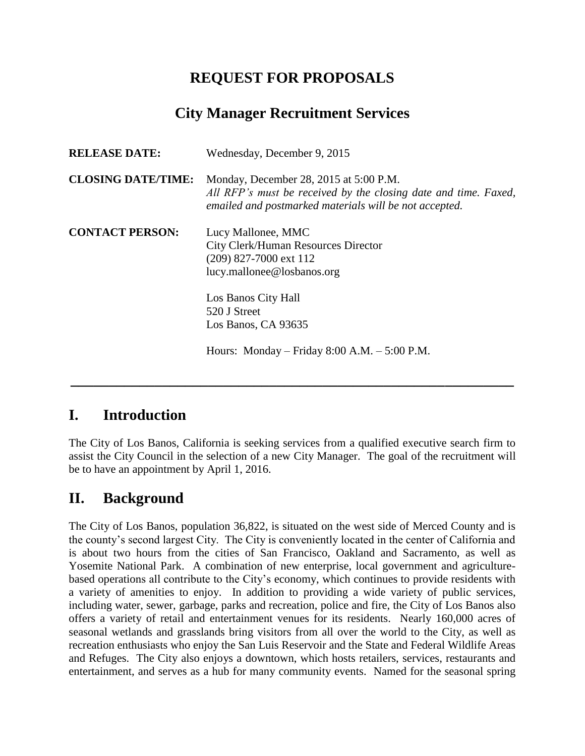# REQUEST FOR PROPOSALS

## City Manager Recruitment Services

**RELEASE DATE:** Wednesday, December 9, 2015

**CLOSING DATE/TIME:** Monday, December 28, 2015 at 5:00 P.M.
*All RFP's must be received by the closing date and time. Faxed, emailed and postmarked materials will be not accepted.*

**CONTACT PERSON:** Lucy Mallonee, MMC
City Clerk/Human Resources Director
(209) 827-7000 ext 112
lucy.mallonee@losbanos.org

Los Banos City Hall
520 J Street
Los Banos, CA 93635

Hours: Monday – Friday 8:00 A.M. – 5:00 P.M.

---

## I. Introduction

The City of Los Banos, California is seeking services from a qualified executive search firm to assist the City Council in the selection of a new City Manager. The goal of the recruitment will be to have an appointment by April 1, 2016.

## II. Background

The City of Los Banos, population 36,822, is situated on the west side of Merced County and is the county's second largest City. The City is conveniently located in the center of California and is about two hours from the cities of San Francisco, Oakland and Sacramento, as well as Yosemite National Park. A combination of new enterprise, local government and agriculture-based operations all contribute to the City's economy, which continues to provide residents with a variety of amenities to enjoy. In addition to providing a wide variety of public services, including water, sewer, garbage, parks and recreation, police and fire, the City of Los Banos also offers a variety of retail and entertainment venues for its residents. Nearly 160,000 acres of seasonal wetlands and grasslands bring visitors from all over the world to the City, as well as recreation enthusiasts who enjoy the San Luis Reservoir and the State and Federal Wildlife Areas and Refuges. The City also enjoys a downtown, which hosts retailers, services, restaurants and entertainment, and serves as a hub for many community events. Named for the seasonal spring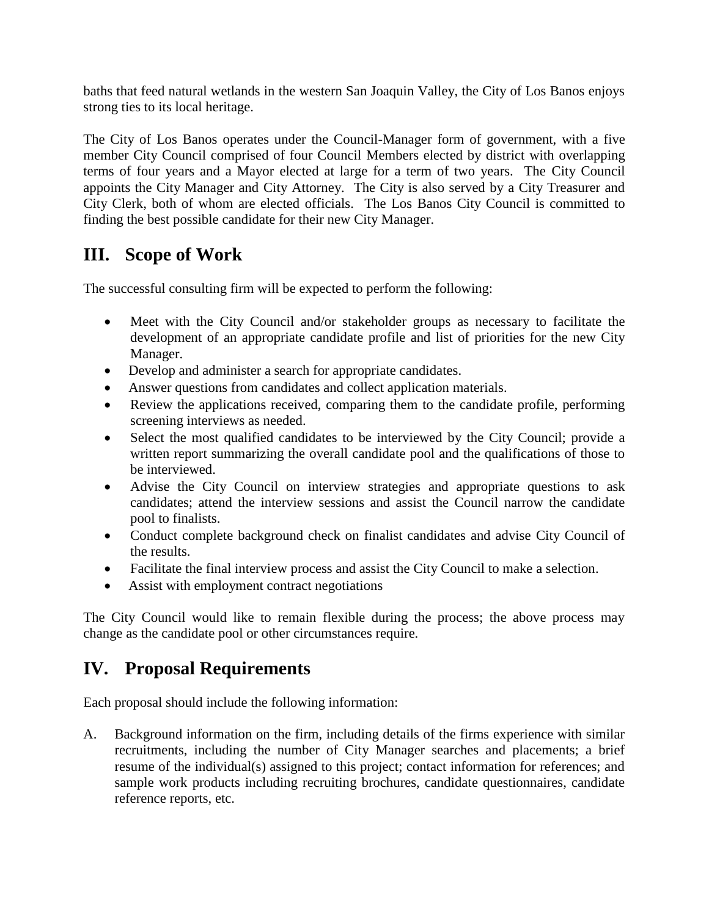baths that feed natural wetlands in the western San Joaquin Valley, the City of Los Banos enjoys strong ties to its local heritage.

The City of Los Banos operates under the Council-Manager form of government, with a five member City Council comprised of four Council Members elected by district with overlapping terms of four years and a Mayor elected at large for a term of two years. The City Council appoints the City Manager and City Attorney. The City is also served by a City Treasurer and City Clerk, both of whom are elected officials. The Los Banos City Council is committed to finding the best possible candidate for their new City Manager.

## III. Scope of Work

The successful consulting firm will be expected to perform the following:

- Meet with the City Council and/or stakeholder groups as necessary to facilitate the development of an appropriate candidate profile and list of priorities for the new City Manager.
- Develop and administer a search for appropriate candidates.
- Answer questions from candidates and collect application materials.
- Review the applications received, comparing them to the candidate profile, performing screening interviews as needed.
- Select the most qualified candidates to be interviewed by the City Council; provide a written report summarizing the overall candidate pool and the qualifications of those to be interviewed.
- Advise the City Council on interview strategies and appropriate questions to ask candidates; attend the interview sessions and assist the Council narrow the candidate pool to finalists.
- Conduct complete background check on finalist candidates and advise City Council of the results.
- Facilitate the final interview process and assist the City Council to make a selection.
- Assist with employment contract negotiations

The City Council would like to remain flexible during the process; the above process may change as the candidate pool or other circumstances require.

## IV. Proposal Requirements

Each proposal should include the following information:

A. Background information on the firm, including details of the firms experience with similar recruitments, including the number of City Manager searches and placements; a brief resume of the individual(s) assigned to this project; contact information for references; and sample work products including recruiting brochures, candidate questionnaires, candidate reference reports, etc.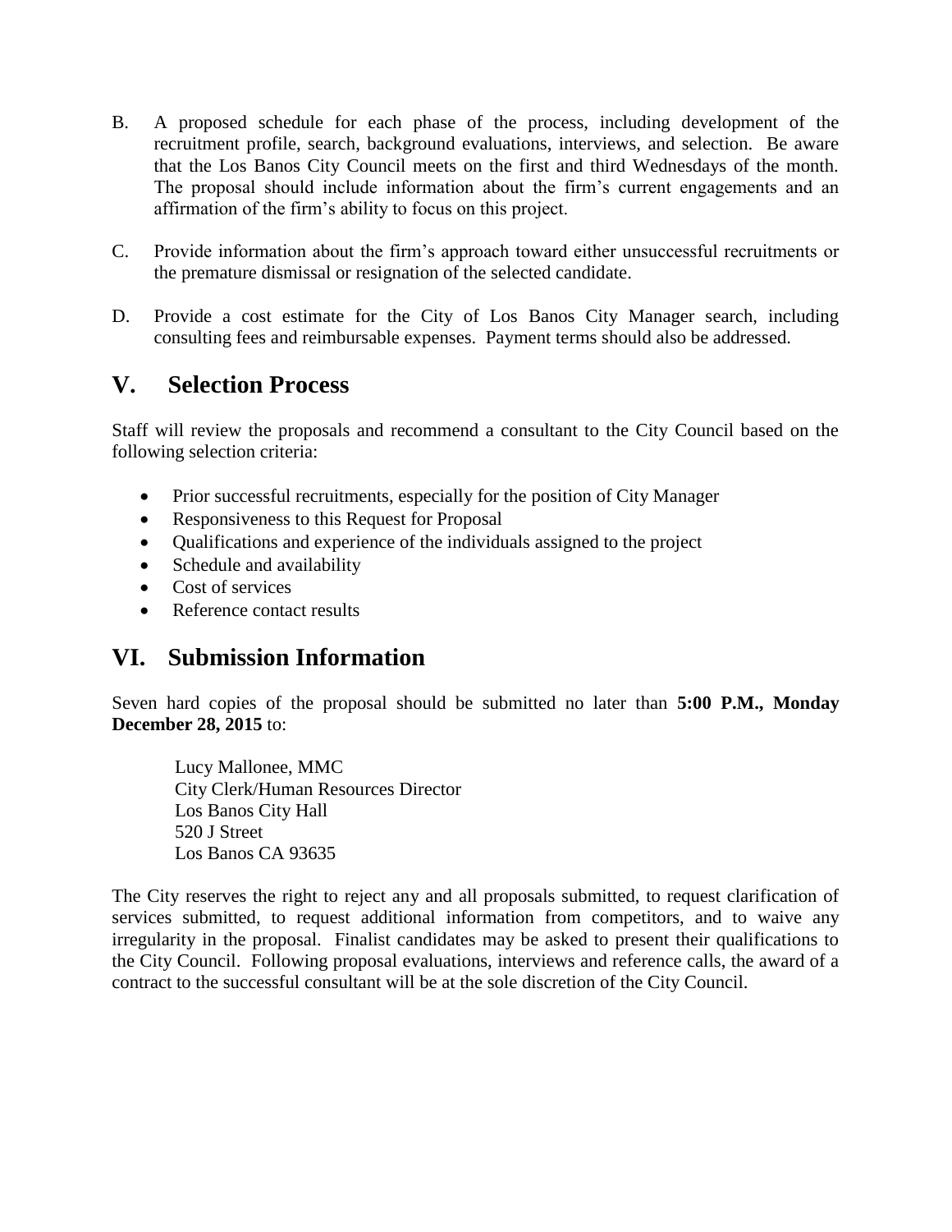B. A proposed schedule for each phase of the process, including development of the recruitment profile, search, background evaluations, interviews, and selection. Be aware that the Los Banos City Council meets on the first and third Wednesdays of the month. The proposal should include information about the firm's current engagements and an affirmation of the firm's ability to focus on this project.

C. Provide information about the firm's approach toward either unsuccessful recruitments or the premature dismissal or resignation of the selected candidate.

D. Provide a cost estimate for the City of Los Banos City Manager search, including consulting fees and reimbursable expenses. Payment terms should also be addressed.

## V. Selection Process

Staff will review the proposals and recommend a consultant to the City Council based on the following selection criteria:

- Prior successful recruitments, especially for the position of City Manager
- Responsiveness to this Request for Proposal
- Qualifications and experience of the individuals assigned to the project
- Schedule and availability
- Cost of services
- Reference contact results

## VI. Submission Information

Seven hard copies of the proposal should be submitted no later than **5:00 P.M., Monday December 28, 2015** to:

Lucy Mallonee, MMC
City Clerk/Human Resources Director
Los Banos City Hall
520 J Street
Los Banos CA 93635

The City reserves the right to reject any and all proposals submitted, to request clarification of services submitted, to request additional information from competitors, and to waive any irregularity in the proposal. Finalist candidates may be asked to present their qualifications to the City Council. Following proposal evaluations, interviews and reference calls, the award of a contract to the successful consultant will be at the sole discretion of the City Council.